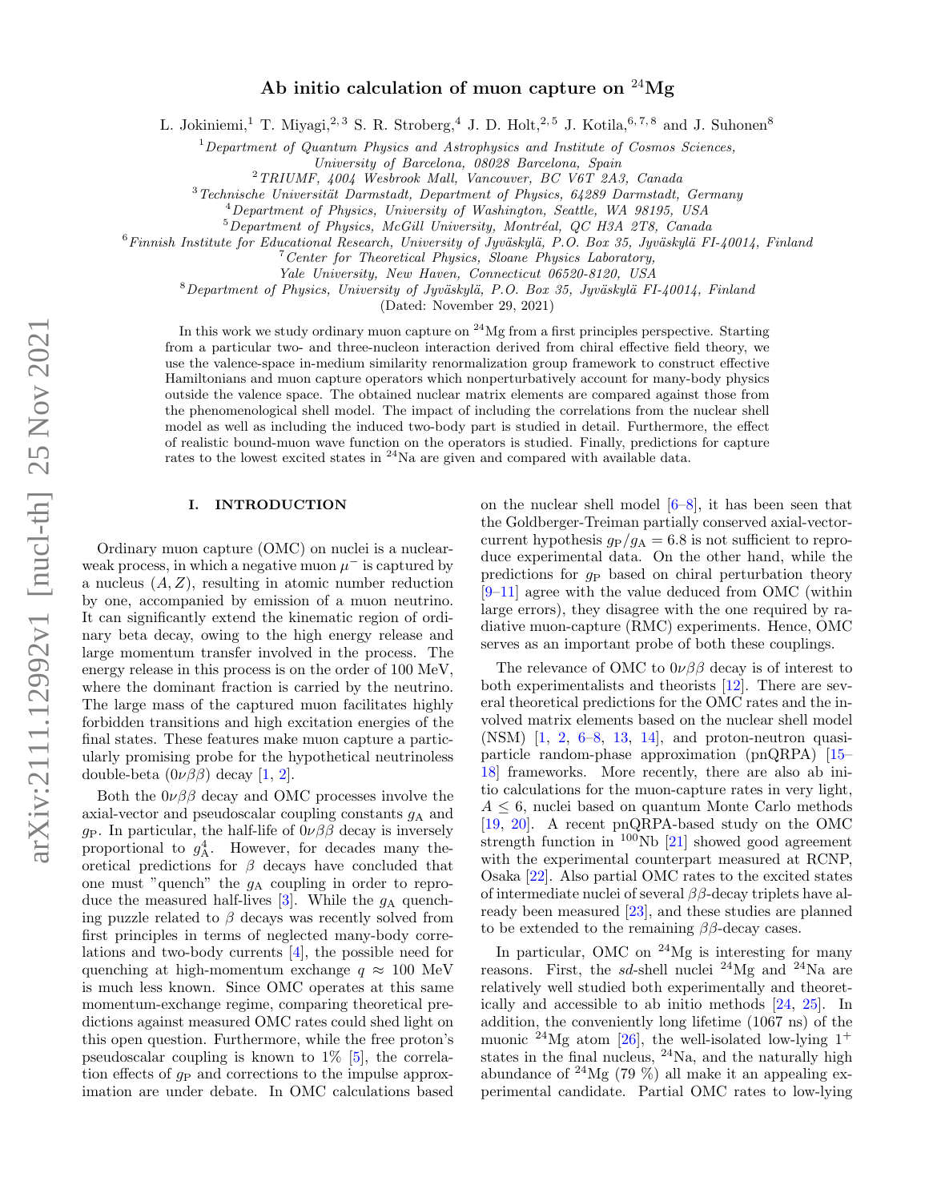# Ab initio calculation of muon capture on $^{24}$Mg

L. Jokiniemi,[1] T. Miyagi,[2,3] S. R. Stroberg,[4] J. D. Holt,[2,5] J. Kotila,[6,7,8] and J. Suhonen[8]

[1] *Department of Quantum Physics and Astrophysics and Institute of Cosmos Sciences, University of Barcelona, 08028 Barcelona, Spain*

[2] *TRIUMF, 4004 Wesbrook Mall, Vancouver, BC V6T 2A3, Canada*

[3] *Technische Universität Darmstadt, Department of Physics, 64289 Darmstadt, Germany*

[4] *Department of Physics, University of Washington, Seattle, WA 98195, USA*

[5] *Department of Physics, McGill University, Montréal, QC H3A 2T8, Canada*

[6] *Finnish Institute for Educational Research, University of Jyväskylä, P.O. Box 35, Jyväskylä FI-40014, Finland*

[7] *Center for Theoretical Physics, Sloane Physics Laboratory, Yale University, New Haven, Connecticut 06520-8120, USA*

[8] *Department of Physics, University of Jyväskylä, P.O. Box 35, Jyväskylä FI-40014, Finland*

(Dated: November 29, 2021)

In this work we study ordinary muon capture on $^{24}$Mg from a first principles perspective. Starting from a particular two- and three-nucleon interaction derived from chiral effective field theory, we use the valence-space in-medium similarity renormalization group framework to construct effective Hamiltonians and muon capture operators which nonperturbatively account for many-body physics outside the valence space. The obtained nuclear matrix elements are compared against those from the phenomenological shell model. The impact of including the correlations from the nuclear shell model as well as including the induced two-body part is studied in detail. Furthermore, the effect of realistic bound-muon wave function on the operators is studied. Finally, predictions for capture rates to the lowest excited states in $^{24}$Na are given and compared with available data.

## I. INTRODUCTION

Ordinary muon capture (OMC) on nuclei is a nuclear-weak process, in which a negative muon $\mu^-$ is captured by a nucleus $(A, Z)$, resulting in atomic number reduction by one, accompanied by emission of a muon neutrino. It can significantly extend the kinematic region of ordinary beta decay, owing to the high energy release and large momentum transfer involved in the process. The energy release in this process is on the order of 100 MeV, where the dominant fraction is carried by the neutrino. The large mass of the captured muon facilitates highly forbidden transitions and high excitation energies of the final states. These features make muon capture a particularly promising probe for the hypothetical neutrinoless double-beta ($0\nu\beta\beta$) decay [1, 2].

Both the $0\nu\beta\beta$ decay and OMC processes involve the axial-vector and pseudoscalar coupling constants $g_A$ and $g_P$. In particular, the half-life of $0\nu\beta\beta$ decay is inversely proportional to $g_A^4$. However, for decades many theoretical predictions for $\beta$ decays have concluded that one must "quench" the $g_A$ coupling in order to reproduce the measured half-lives [3]. While the $g_A$ quenching puzzle related to $\beta$ decays was recently solved from first principles in terms of neglected many-body correlations and two-body currents [4], the possible need for quenching at high-momentum exchange $q \approx 100$ MeV is much less known. Since OMC operates at this same momentum-exchange regime, comparing theoretical predictions against measured OMC rates could shed light on this open question. Furthermore, while the free proton's pseudoscalar coupling is known to 1% [5], the correlation effects of $g_P$ and corrections to the impulse approximation are under debate. In OMC calculations based on the nuclear shell model [6–8], it has been seen that the Goldberger-Treiman partially conserved axial-vector-current hypothesis $g_P/g_A = 6.8$ is not sufficient to reproduce experimental data. On the other hand, while the predictions for $g_P$ based on chiral perturbation theory [9–11] agree with the value deduced from OMC (within large errors), they disagree with the one required by radiative muon-capture (RMC) experiments. Hence, OMC serves as an important probe of both these couplings.

The relevance of OMC to $0\nu\beta\beta$ decay is of interest to both experimentalists and theorists [12]. There are several theoretical predictions for the OMC rates and the involved matrix elements based on the nuclear shell model (NSM) [1, 2, 6–8, 13, 14], and proton-neutron quasiparticle random-phase approximation (pnQRPA) [15–18] frameworks. More recently, there are also ab initio calculations for the muon-capture rates in very light, $A \leq 6$, nuclei based on quantum Monte Carlo methods [19, 20]. A recent pnQRPA-based study on the OMC strength function in $^{100}$Nb [21] showed good agreement with the experimental counterpart measured at RCNP, Osaka [22]. Also partial OMC rates to the excited states of intermediate nuclei of several $\beta\beta$-decay triplets have already been measured [23], and these studies are planned to be extended to the remaining $\beta\beta$-decay cases.

In particular, OMC on $^{24}$Mg is interesting for many reasons. First, the *sd*-shell nuclei $^{24}$Mg and $^{24}$Na are relatively well studied both experimentally and theoretically and accessible to ab initio methods [24, 25]. In addition, the conveniently long lifetime (1067 ns) of the muonic $^{24}$Mg atom [26], the well-isolated low-lying $1^+$ states in the final nucleus, $^{24}$Na, and the naturally high abundance of $^{24}$Mg (79 %) all make it an appealing experimental candidate. Partial OMC rates to low-lying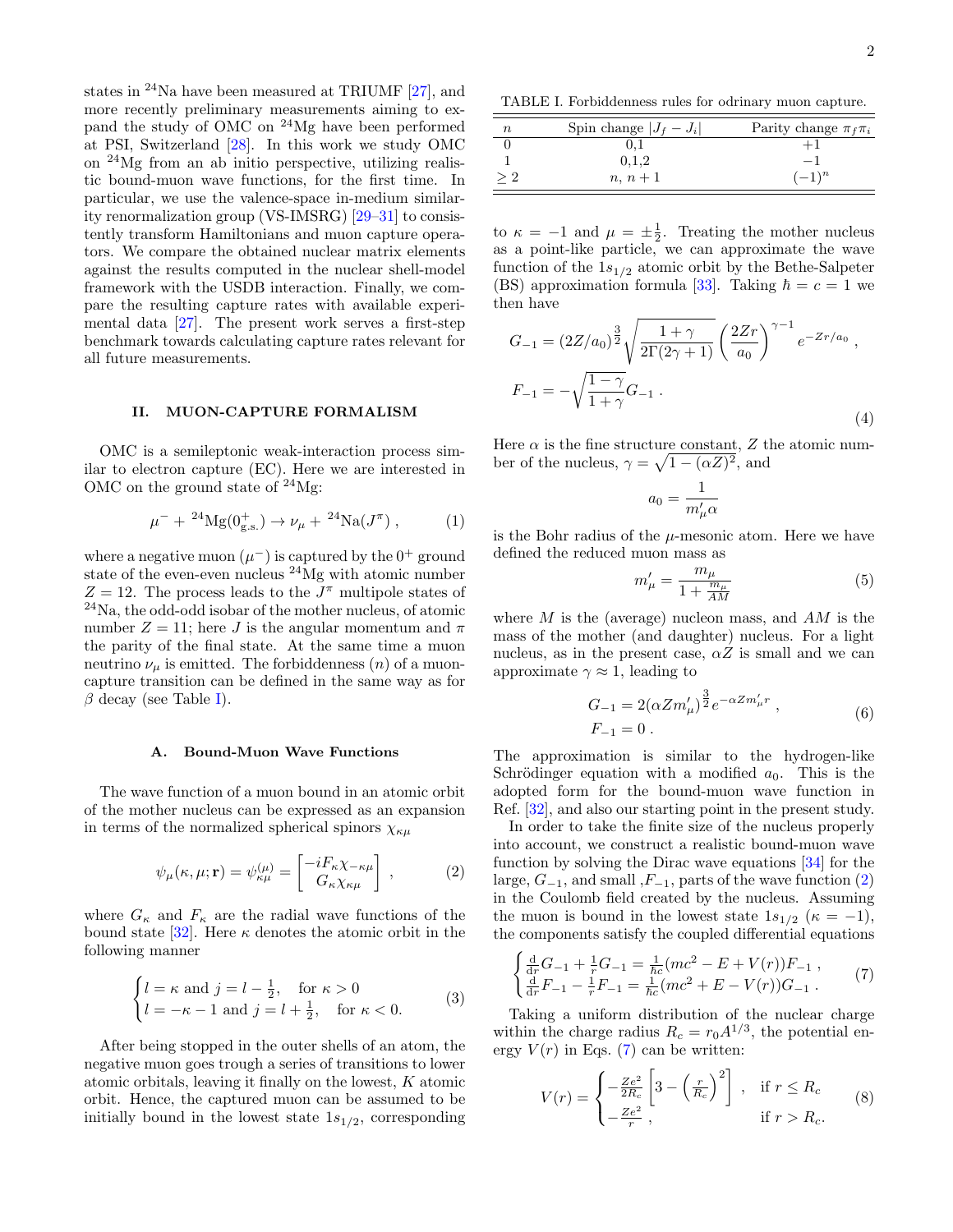states in $^{24}$Na have been measured at TRIUMF [27], and more recently preliminary measurements aiming to expand the study of OMC on $^{24}$Mg have been performed at PSI, Switzerland [28]. In this work we study OMC on $^{24}$Mg from an ab initio perspective, utilizing realistic bound-muon wave functions, for the first time. In particular, we use the valence-space in-medium similarity renormalization group (VS-IMSRG) [29–31] to consistently transform Hamiltonians and muon capture operators. We compare the obtained nuclear matrix elements against the results computed in the nuclear shell-model framework with the USDB interaction. Finally, we compare the resulting capture rates with available experimental data [27]. The present work serves a first-step benchmark towards calculating capture rates relevant for all future measurements.

## II. MUON-CAPTURE FORMALISM

OMC is a semileptonic weak-interaction process similar to electron capture (EC). Here we are interested in OMC on the ground state of $^{24}$Mg:

$$\mu^- + {}^{24}\mathrm{Mg}(0^+_{\mathrm{g.s.}}) \to \nu_\mu + {}^{24}\mathrm{Na}(J^\pi) \,, \tag{1}$$

where a negative muon ($\mu^-$) is captured by the $0^+$ ground state of the even-even nucleus $^{24}$Mg with atomic number $Z = 12$. The process leads to the $J^\pi$ multipole states of $^{24}$Na, the odd-odd isobar of the mother nucleus, of atomic number $Z = 11$; here $J$ is the angular momentum and $\pi$ the parity of the final state. At the same time a muon neutrino $\nu_\mu$ is emitted. The forbiddenness ($n$) of a muon-capture transition can be defined in the same way as for $\beta$ decay (see Table I).

TABLE I. Forbiddenness rules for odrinary muon capture.

| $n$ | Spin change $\lvert J_f - J_i\rvert$ | Parity change $\pi_f\pi_i$ |
|---|---|---|
| 0 | 0,1 | +1 |
| 1 | 0,1,2 | −1 |
| $\geq 2$ | $n,\ n+1$ | $(-1)^n$ |

### A. Bound-Muon Wave Functions

The wave function of a muon bound in an atomic orbit of the mother nucleus can be expressed as an expansion in terms of the normalized spherical spinors $\chi_{\kappa\mu}$

$$\psi_\mu(\kappa,\mu;\mathbf{r}) = \psi^{(\mu)}_{\kappa\mu} = \begin{bmatrix} -iF_\kappa \chi_{-\kappa\mu} \\ G_\kappa \chi_{\kappa\mu} \end{bmatrix} \,, \tag{2}$$

where $G_\kappa$ and $F_\kappa$ are the radial wave functions of the bound state [32]. Here $\kappa$ denotes the atomic orbit in the following manner

$$\begin{cases} l = \kappa \text{ and } j = l - \frac{1}{2}, & \text{for } \kappa > 0 \\ l = -\kappa - 1 \text{ and } j = l + \frac{1}{2}, & \text{for } \kappa < 0. \end{cases} \tag{3}$$

After being stopped in the outer shells of an atom, the negative muon goes trough a series of transitions to lower atomic orbitals, leaving it finally on the lowest, $K$ atomic orbit. Hence, the captured muon can be assumed to be initially bound in the lowest state $1s_{1/2}$, corresponding to $\kappa = -1$ and $\mu = \pm\frac{1}{2}$. Treating the mother nucleus as a point-like particle, we can approximate the wave function of the $1s_{1/2}$ atomic orbit by the Bethe-Salpeter (BS) approximation formula [33]. Taking $\hbar = c = 1$ we then have

$$\begin{aligned} G_{-1} &= (2Z/a_0)^{\frac{3}{2}} \sqrt{\frac{1+\gamma}{2\Gamma(2\gamma+1)}} \left(\frac{2Zr}{a_0}\right)^{\gamma-1} e^{-Zr/a_0} \,, \\ F_{-1} &= -\sqrt{\frac{1-\gamma}{1+\gamma}} G_{-1} \,. \end{aligned} \tag{4}$$

Here $\alpha$ is the fine structure constant, $Z$ the atomic number of the nucleus, $\gamma = \sqrt{1-(\alpha Z)^2}$, and

$$a_0 = \frac{1}{m'_\mu \alpha}$$

is the Bohr radius of the $\mu$-mesonic atom. Here we have defined the reduced muon mass as

$$m'_\mu = \frac{m_\mu}{1 + \frac{m_\mu}{AM}} \tag{5}$$

where $M$ is the (average) nucleon mass, and $AM$ is the mass of the mother (and daughter) nucleus. For a light nucleus, as in the present case, $\alpha Z$ is small and we can approximate $\gamma \approx 1$, leading to

$$\begin{aligned} G_{-1} &= 2(\alpha Z m'_\mu)^{\frac{3}{2}} e^{-\alpha Z m'_\mu r} \,, \\ F_{-1} &= 0 \,. \end{aligned} \tag{6}$$

The approximation is similar to the hydrogen-like Schrödinger equation with a modified $a_0$. This is the adopted form for the bound-muon wave function in Ref. [32], and also our starting point in the present study.

In order to take the finite size of the nucleus properly into account, we construct a realistic bound-muon wave function by solving the Dirac wave equations [34] for the large, $G_{-1}$, and small ,$F_{-1}$, parts of the wave function (2) in the Coulomb field created by the nucleus. Assuming the muon is bound in the lowest state $1s_{1/2}$ ($\kappa = -1$), the components satisfy the coupled differential equations

$$\begin{cases} \frac{\mathrm{d}}{\mathrm{d}r} G_{-1} + \frac{1}{r} G_{-1} = \frac{1}{\hbar c}(mc^2 - E + V(r))F_{-1} \,, \\ \frac{\mathrm{d}}{\mathrm{d}r} F_{-1} - \frac{1}{r} F_{-1} = \frac{1}{\hbar c}(mc^2 + E - V(r))G_{-1} \,. \end{cases} \tag{7}$$

Taking a uniform distribution of the nuclear charge within the charge radius $R_c = r_0 A^{1/3}$, the potential energy $V(r)$ in Eqs. (7) can be written:

$$V(r) = \begin{cases} -\frac{Ze^2}{2R_c}\left[3 - \left(\frac{r}{R_c}\right)^2\right] \,, & \text{if } r \leq R_c \\ -\frac{Ze^2}{r} \,, & \text{if } r > R_c. \end{cases} \tag{8}$$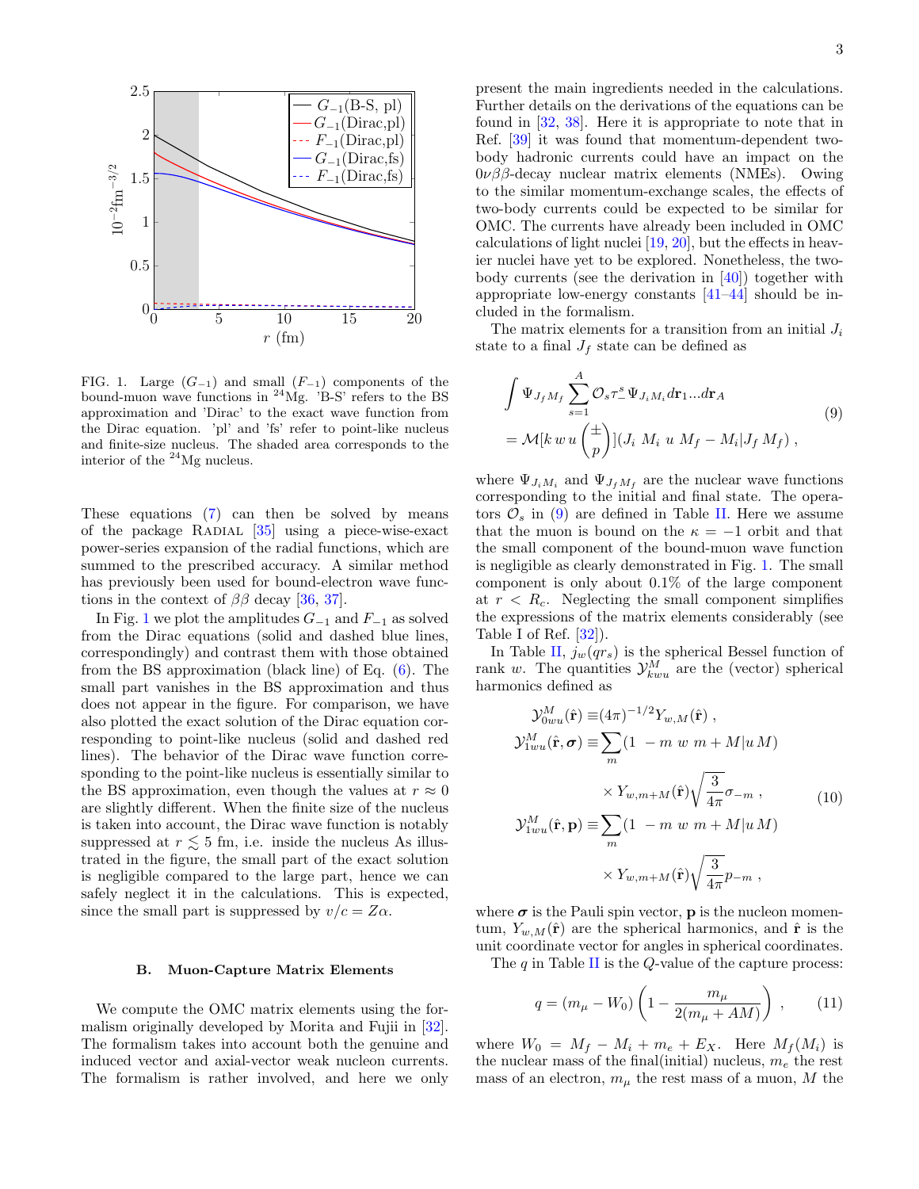FIG. 1. Large ($G_{-1}$) and small ($F_{-1}$) components of the bound-muon wave functions in $^{24}$Mg. 'B-S' refers to the BS approximation and 'Dirac' to the exact wave function from the Dirac equation. 'pl' and 'fs' refer to point-like nucleus and finite-size nucleus. The shaded area corresponds to the interior of the $^{24}$Mg nucleus.

These equations (7) can then be solved by means of the package RADIAL [35] using a piece-wise-exact power-series expansion of the radial functions, which are summed to the prescribed accuracy. A similar method has previously been used for bound-electron wave functions in the context of $\beta\beta$ decay [36, 37].

In Fig. 1 we plot the amplitudes $G_{-1}$ and $F_{-1}$ as solved from the Dirac equations (solid and dashed blue lines, correspondingly) and contrast them with those obtained from the BS approximation (black line) of Eq. (6). The small part vanishes in the BS approximation and thus does not appear in the figure. For comparison, we have also plotted the exact solution of the Dirac equation corresponding to point-like nucleus (solid and dashed red lines). The behavior of the Dirac wave function corresponding to the point-like nucleus is essentially similar to the BS approximation, even though the values at $r \approx 0$ are slightly different. When the finite size of the nucleus is taken into account, the Dirac wave function is notably suppressed at $r \lesssim 5$ fm, i.e. inside the nucleus As illustrated in the figure, the small part of the exact solution is negligible compared to the large part, hence we can safely neglect it in the calculations. This is expected, since the small part is suppressed by $v/c = Z\alpha$.

### B. Muon-Capture Matrix Elements

We compute the OMC matrix elements using the formalism originally developed by Morita and Fujii in [32]. The formalism takes into account both the genuine and induced vector and axial-vector weak nucleon currents. The formalism is rather involved, and here we only present the main ingredients needed in the calculations. Further details on the derivations of the equations can be found in [32, 38]. Here it is appropriate to note that in Ref. [39] it was found that momentum-dependent two-body hadronic currents could have an impact on the $0\nu\beta\beta$-decay nuclear matrix elements (NMEs). Owing to the similar momentum-exchange scales, the effects of two-body currents could be expected to be similar for OMC. The currents have already been included in OMC calculations of light nuclei [19, 20], but the effects in heavier nuclei have yet to be explored. Nonetheless, the two-body currents (see the derivation in [40]) together with appropriate low-energy constants [41–44] should be included in the formalism.

The matrix elements for a transition from an initial $J_i$ state to a final $J_f$ state can be defined as

$$
\begin{aligned}
&\int \Psi_{J_f M_f} \sum_{s=1}^{A} \mathcal{O}_s \tau_-^s \Psi_{J_i M_i} d\mathbf{r}_1 ... d\mathbf{r}_A \\
&= \mathcal{M}[k\, w\, u \begin{pmatrix} \pm \\ p \end{pmatrix}](J_i\ M_i\ u\ M_f - M_i | J_f\ M_f) \, ,
\end{aligned} \tag{9}
$$

where $\Psi_{J_i M_i}$ and $\Psi_{J_f M_f}$ are the nuclear wave functions corresponding to the initial and final state. The operators $\mathcal{O}_s$ in (9) are defined in Table II. Here we assume that the muon is bound on the $\kappa = -1$ orbit and that the small component of the bound-muon wave function is negligible as clearly demonstrated in Fig. 1. The small component is only about 0.1% of the large component at $r < R_c$. Neglecting the small component simplifies the expressions of the matrix elements considerably (see Table I of Ref. [32]).

In Table II, $j_w(qr_s)$ is the spherical Bessel function of rank $w$. The quantities $\mathcal{Y}_{kwu}^M$ are the (vector) spherical harmonics defined as

$$
\begin{aligned}
\mathcal{Y}_{0wu}^M(\hat{\mathbf{r}}) \equiv& (4\pi)^{-1/2} Y_{w,M}(\hat{\mathbf{r}}) \, , \\
\mathcal{Y}_{1wu}^M(\hat{\mathbf{r}}, \boldsymbol{\sigma}) \equiv& \sum_m (1\ -m\ w\ m+M | u\, M) \\
&\times Y_{w,m+M}(\hat{\mathbf{r}}) \sqrt{\frac{3}{4\pi}} \sigma_{-m} \, , \\
\mathcal{Y}_{1wu}^M(\hat{\mathbf{r}}, \mathbf{p}) \equiv& \sum_m (1\ -m\ w\ m+M | u\, M) \\
&\times Y_{w,m+M}(\hat{\mathbf{r}}) \sqrt{\frac{3}{4\pi}} p_{-m} \, ,
\end{aligned} \tag{10}
$$

where $\boldsymbol{\sigma}$ is the Pauli spin vector, $\mathbf{p}$ is the nucleon momentum, $Y_{w,M}(\hat{\mathbf{r}})$ are the spherical harmonics, and $\hat{\mathbf{r}}$ is the unit coordinate vector for angles in spherical coordinates.

The $q$ in Table II is the $Q$-value of the capture process:

$$
q = (m_\mu - W_0) \left( 1 - \frac{m_\mu}{2(m_\mu + AM)} \right) \, , \tag{11}
$$

where $W_0 = M_f - M_i + m_e + E_X$. Here $M_f(M_i)$ is the nuclear mass of the final(initial) nucleus, $m_e$ the rest mass of an electron, $m_\mu$ the rest mass of a muon, $M$ the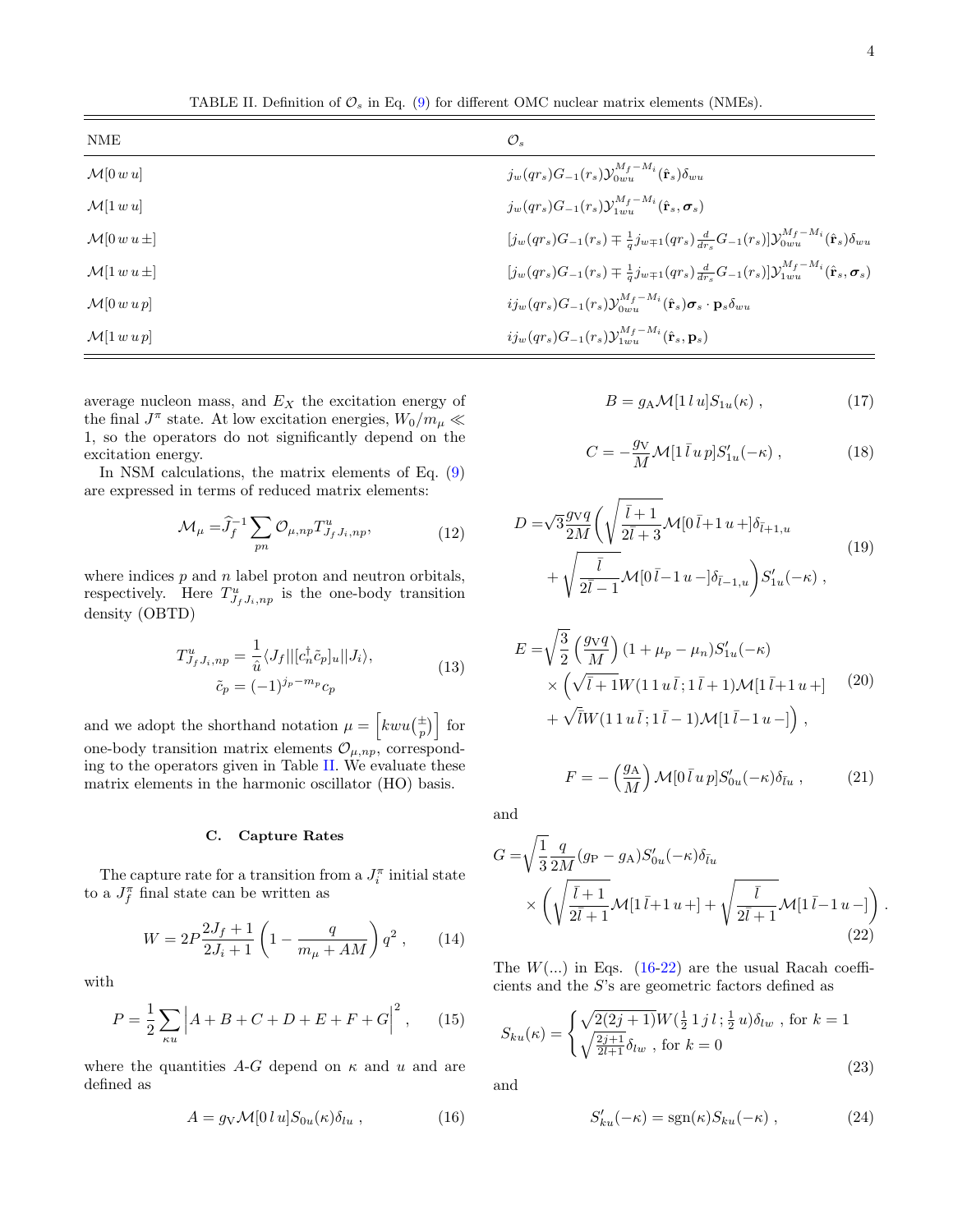TABLE II. Definition of $\mathcal{O}_s$ in Eq. (9) for different OMC nuclear matrix elements (NMEs).

| NME | $\mathcal{O}_s$ |
|---|---|
| $\mathcal{M}[0\,w\,u]$ | $j_w(qr_s)G_{-1}(r_s)\mathcal{Y}^{M_f-M_i}_{0wu}(\hat{\mathbf{r}}_s)\delta_{wu}$ |
| $\mathcal{M}[1\,w\,u]$ | $j_w(qr_s)G_{-1}(r_s)\mathcal{Y}^{M_f-M_i}_{1wu}(\hat{\mathbf{r}}_s,\boldsymbol{\sigma}_s)$ |
| $\mathcal{M}[0\,w\,u\,\pm]$ | $[j_w(qr_s)G_{-1}(r_s)\mp\frac{1}{q}j_{w\mp1}(qr_s)\frac{d}{dr_s}G_{-1}(r_s)]\mathcal{Y}^{M_f-M_i}_{0wu}(\hat{\mathbf{r}}_s)\delta_{wu}$ |
| $\mathcal{M}[1\,w\,u\,\pm]$ | $[j_w(qr_s)G_{-1}(r_s)\mp\frac{1}{q}j_{w\mp1}(qr_s)\frac{d}{dr_s}G_{-1}(r_s)]\mathcal{Y}^{M_f-M_i}_{1wu}(\hat{\mathbf{r}}_s,\boldsymbol{\sigma}_s)$ |
| $\mathcal{M}[0\,w\,u\,p]$ | $ij_w(qr_s)G_{-1}(r_s)\mathcal{Y}^{M_f-M_i}_{0wu}(\hat{\mathbf{r}}_s)\boldsymbol{\sigma}_s\cdot\mathbf{p}_s\delta_{wu}$ |
| $\mathcal{M}[1\,w\,u\,p]$ | $ij_w(qr_s)G_{-1}(r_s)\mathcal{Y}^{M_f-M_i}_{1wu}(\hat{\mathbf{r}}_s,\mathbf{p}_s)$ |

average nucleon mass, and $E_X$ the excitation energy of the final $J^\pi$ state. At low excitation energies, $W_0/m_\mu \ll 1$, so the operators do not significantly depend on the excitation energy.

In NSM calculations, the matrix elements of Eq. (9) are expressed in terms of reduced matrix elements:

$$\mathcal{M}_\mu = \widehat{J}_f^{-1}\sum_{pn}\mathcal{O}_{\mu,np}T^u_{J_fJ_i,np}, \tag{12}$$

where indices $p$ and $n$ label proton and neutron orbitals, respectively. Here $T^u_{J_fJ_i,np}$ is the one-body transition density (OBTD)

$$\begin{aligned} T^u_{J_fJ_i,np} &= \frac{1}{\hat{u}}\langle J_f||[c_n^\dagger\tilde{c}_p]_u||J_i\rangle, \\ \tilde{c}_p &= (-1)^{j_p-m_p}c_p \end{aligned} \tag{13}$$

and we adopt the shorthand notation $\mu = \left[kwu\left(\substack{\pm\\p}\right)\right]$ for one-body transition matrix elements $\mathcal{O}_{\mu,np}$, corresponding to the operators given in Table II. We evaluate these matrix elements in the harmonic oscillator (HO) basis.

### C. Capture Rates

The capture rate for a transition from a $J_i^\pi$ initial state to a $J_f^\pi$ final state can be written as

$$W = 2P\frac{2J_f+1}{2J_i+1}\left(1-\frac{q}{m_\mu+AM}\right)q^2\ , \tag{14}$$

with

$$P = \frac{1}{2}\sum_{\kappa u}\Big|A+B+C+D+E+F+G\Big|^2\ , \tag{15}$$

where the quantities $A$-$G$ depend on $\kappa$ and $u$ and are defined as

$$A = g_{\rm V}\mathcal{M}[0\,l\,u]S_{0u}(\kappa)\delta_{lu}\ , \tag{16}$$

$$B = g_{\rm A}\mathcal{M}[1\,l\,u]S_{1u}(\kappa)\ , \tag{17}$$

$$C = -\frac{g_{\rm V}}{M}\mathcal{M}[1\,\bar{l}\,u\,p]S'_{1u}(-\kappa)\ , \tag{18}$$

$$\begin{aligned} D =& \sqrt{3}\frac{g_{\rm V}q}{2M}\Bigg(\sqrt{\frac{\bar{l}+1}{2\bar{l}+3}}\mathcal{M}[0\,\bar{l}{+}1\,u+]\delta_{\bar{l}+1,u} \\ &+\sqrt{\frac{\bar{l}}{2\bar{l}-1}}\mathcal{M}[0\,\bar{l}{-}1\,u-]\delta_{\bar{l}-1,u}\Bigg)S'_{1u}(-\kappa)\ , \end{aligned} \tag{19}$$

$$\begin{aligned} E =& \sqrt{\frac{3}{2}}\left(\frac{g_{\rm V}q}{M}\right)(1+\mu_p-\mu_n)S'_{1u}(-\kappa) \\ &\times\Big(\sqrt{\bar{l}+1}W(1\,1\,u\,\bar{l}\,;1\,\bar{l}+1)\mathcal{M}[1\,\bar{l}{+}1\,u+] \\ &+\sqrt{\bar{l}}W(1\,1\,u\,\bar{l}\,;1\,\bar{l}-1)\mathcal{M}[1\,\bar{l}{-}1\,u-]\Big)\ , \end{aligned} \tag{20}$$

$$F = -\left(\frac{g_{\rm A}}{M}\right)\mathcal{M}[0\,\bar{l}\,u\,p]S'_{0u}(-\kappa)\delta_{\bar{l}u}\ , \tag{21}$$

and

$$\begin{aligned} G =& \sqrt{\frac{1}{3}}\frac{q}{2M}(g_{\rm P}-g_{\rm A})S'_{0u}(-\kappa)\delta_{\bar{l}u} \\ &\times\left(\sqrt{\frac{\bar{l}+1}{2\bar{l}+1}}\mathcal{M}[1\,\bar{l}{+}1\,u+]+\sqrt{\frac{\bar{l}}{2\bar{l}+1}}\mathcal{M}[1\,\bar{l}{-}1\,u-]\right)\ . \end{aligned} \tag{22}$$

The $W(...)$ in Eqs. (16-22) are the usual Racah coefficients and the $S$'s are geometric factors defined as

$$S_{ku}(\kappa) = \begin{cases}\sqrt{2(2j+1)}W(\frac{1}{2}\,1\,j\,l\,;\frac{1}{2}\,u)\delta_{lw}\ , \text{ for } k=1\\ \sqrt{\frac{2j+1}{2l+1}}\delta_{lw}\ , \text{ for } k=0\end{cases} \tag{23}$$

and

$$S'_{ku}(-\kappa) = {\rm sgn}(\kappa)S_{ku}(-\kappa)\ , \tag{24}$$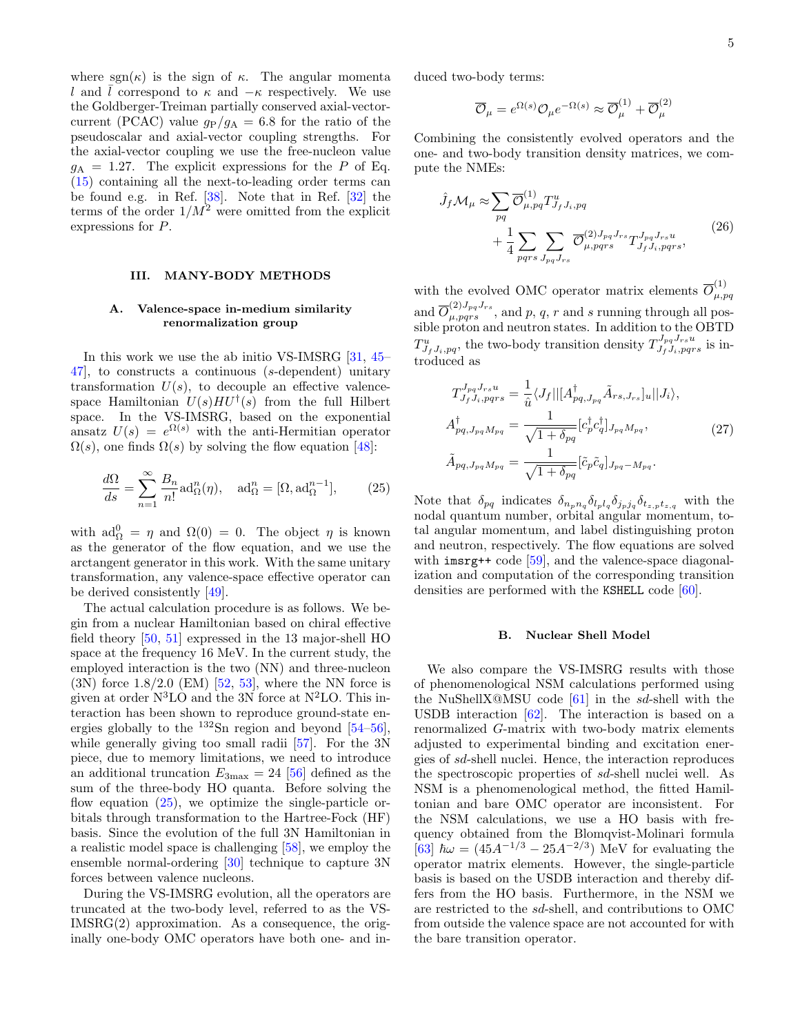where $\mathrm{sgn}(\kappa)$ is the sign of $\kappa$. The angular momenta $l$ and $\bar{l}$ correspond to $\kappa$ and $-\kappa$ respectively. We use the Goldberger-Treiman partially conserved axial-vector-current (PCAC) value $g_{\mathrm{P}}/g_{\mathrm{A}} = 6.8$ for the ratio of the pseudoscalar and axial-vector coupling strengths. For the axial-vector coupling we use the free-nucleon value $g_{\mathrm{A}} = 1.27$. The explicit expressions for the $P$ of Eq. (15) containing all the next-to-leading order terms can be found e.g. in Ref. [38]. Note that in Ref. [32] the terms of the order $1/M^2$ were omitted from the explicit expressions for $P$.

## III. MANY-BODY METHODS

### A. Valence-space in-medium similarity renormalization group

In this work we use the ab initio VS-IMSRG [31, 45–47], to constructs a continuous ($s$-dependent) unitary transformation $U(s)$, to decouple an effective valence-space Hamiltonian $U(s)HU^\dagger(s)$ from the full Hilbert space. In the VS-IMSRG, based on the exponential ansatz $U(s) = e^{\Omega(s)}$ with the anti-Hermitian operator $\Omega(s)$, one finds $\Omega(s)$ by solving the flow equation [48]:

$$\frac{d\Omega}{ds} = \sum_{n=1}^{\infty} \frac{B_n}{n!} \mathrm{ad}^n_{\Omega}(\eta), \quad \mathrm{ad}^n_{\Omega} = [\Omega, \mathrm{ad}^{n-1}_{\Omega}], \tag{25}$$

with $\mathrm{ad}^0_{\Omega} = \eta$ and $\Omega(0) = 0$. The object $\eta$ is known as the generator of the flow equation, and we use the arctangent generator in this work. With the same unitary transformation, any valence-space effective operator can be derived consistently [49].

The actual calculation procedure is as follows. We begin from a nuclear Hamiltonian based on chiral effective field theory [50, 51] expressed in the 13 major-shell HO space at the frequency 16 MeV. In the current study, the employed interaction is the two (NN) and three-nucleon (3N) force 1.8/2.0 (EM) [52, 53], where the NN force is given at order N$^3$LO and the 3N force at N$^2$LO. This interaction has been shown to reproduce ground-state energies globally to the $^{132}$Sn region and beyond [54–56], while generally giving too small radii [57]. For the 3N piece, due to memory limitations, we need to introduce an additional truncation $E_{3\max} = 24$ [56] defined as the sum of the three-body HO quanta. Before solving the flow equation (25), we optimize the single-particle orbitals through transformation to the Hartree-Fock (HF) basis. Since the evolution of the full 3N Hamiltonian in a realistic model space is challenging [58], we employ the ensemble normal-ordering [30] technique to capture 3N forces between valence nucleons.

During the VS-IMSRG evolution, all the operators are truncated at the two-body level, referred to as the VS-IMSRG(2) approximation. As a consequence, the originally one-body OMC operators have both one- and induced two-body terms:

$$\overline{\mathcal{O}}_\mu = e^{\Omega(s)}\mathcal{O}_\mu e^{-\Omega(s)} \approx \overline{\mathcal{O}}^{(1)}_\mu + \overline{\mathcal{O}}^{(2)}_\mu$$

Combining the consistently evolved operators and the one- and two-body transition density matrices, we compute the NMEs:

$$\begin{aligned}\hat{J}_f \mathcal{M}_\mu \approx & \sum_{pq} \overline{\mathcal{O}}^{(1)}_{\mu,pq} T^u_{J_f J_i,pq} \\ & + \frac{1}{4}\sum_{pqrs}\sum_{J_{pq}J_{rs}} \overline{\mathcal{O}}^{(2)J_{pq}J_{rs}}_{\mu,pqrs} T^{J_{pq}J_{rs}u}_{J_f J_i,pqrs},\end{aligned} \tag{26}$$

with the evolved OMC operator matrix elements $\overline{\mathcal{O}}^{(1)}_{\mu,pq}$ and $\overline{\mathcal{O}}^{(2)J_{pq}J_{rs}}_{\mu,pqrs}$, and $p$, $q$, $r$ and $s$ running through all possible proton and neutron states. In addition to the OBTD $T^u_{J_f J_i,pq}$, the two-body transition density $T^{J_{pq}J_{rs}u}_{J_f J_i,pqrs}$ is introduced as

$$\begin{aligned} T^{J_{pq}J_{rs}u}_{J_f J_i,pqrs} &= \frac{1}{\hat{u}}\langle J_f || [A^\dagger_{pq,J_{pq}} \tilde{A}_{rs,J_{rs}}]_u || J_i\rangle, \\ A^\dagger_{pq,J_{pq}M_{pq}} &= \frac{1}{\sqrt{1+\delta_{pq}}}[c^\dagger_p c^\dagger_q]_{J_{pq}M_{pq}}, \\ \tilde{A}_{pq,J_{pq}M_{pq}} &= \frac{1}{\sqrt{1+\delta_{pq}}}[\tilde{c}_p \tilde{c}_q]_{J_{pq}-M_{pq}}. \end{aligned} \tag{27}$$

Note that $\delta_{pq}$ indicates $\delta_{n_p n_q}\delta_{l_p l_q}\delta_{j_p j_q}\delta_{t_{z,p}t_{z,q}}$ with the nodal quantum number, orbital angular momentum, total angular momentum, and label distinguishing proton and neutron, respectively. The flow equations are solved with `imsrg++` code [59], and the valence-space diagonalization and computation of the corresponding transition densities are performed with the `KSHELL` code [60].

### B. Nuclear Shell Model

We also compare the VS-IMSRG results with those of phenomenological NSM calculations performed using the NuShellX@MSU code [61] in the $sd$-shell with the USDB interaction [62]. The interaction is based on a renormalized $G$-matrix with two-body matrix elements adjusted to experimental binding and excitation energies of $sd$-shell nuclei. Hence, the interaction reproduces the spectroscopic properties of $sd$-shell nuclei well. As NSM is a phenomenological method, the fitted Hamiltonian and bare OMC operator are inconsistent. For the NSM calculations, we use a HO basis with frequency obtained from the Blomqvist-Molinari formula [63] $\hbar\omega = (45A^{-1/3} - 25A^{-2/3})$ MeV for evaluating the operator matrix elements. However, the single-particle basis is based on the USDB interaction and thereby differs from the HO basis. Furthermore, in the NSM we are restricted to the $sd$-shell, and contributions to OMC from outside the valence space are not accounted for with the bare transition operator.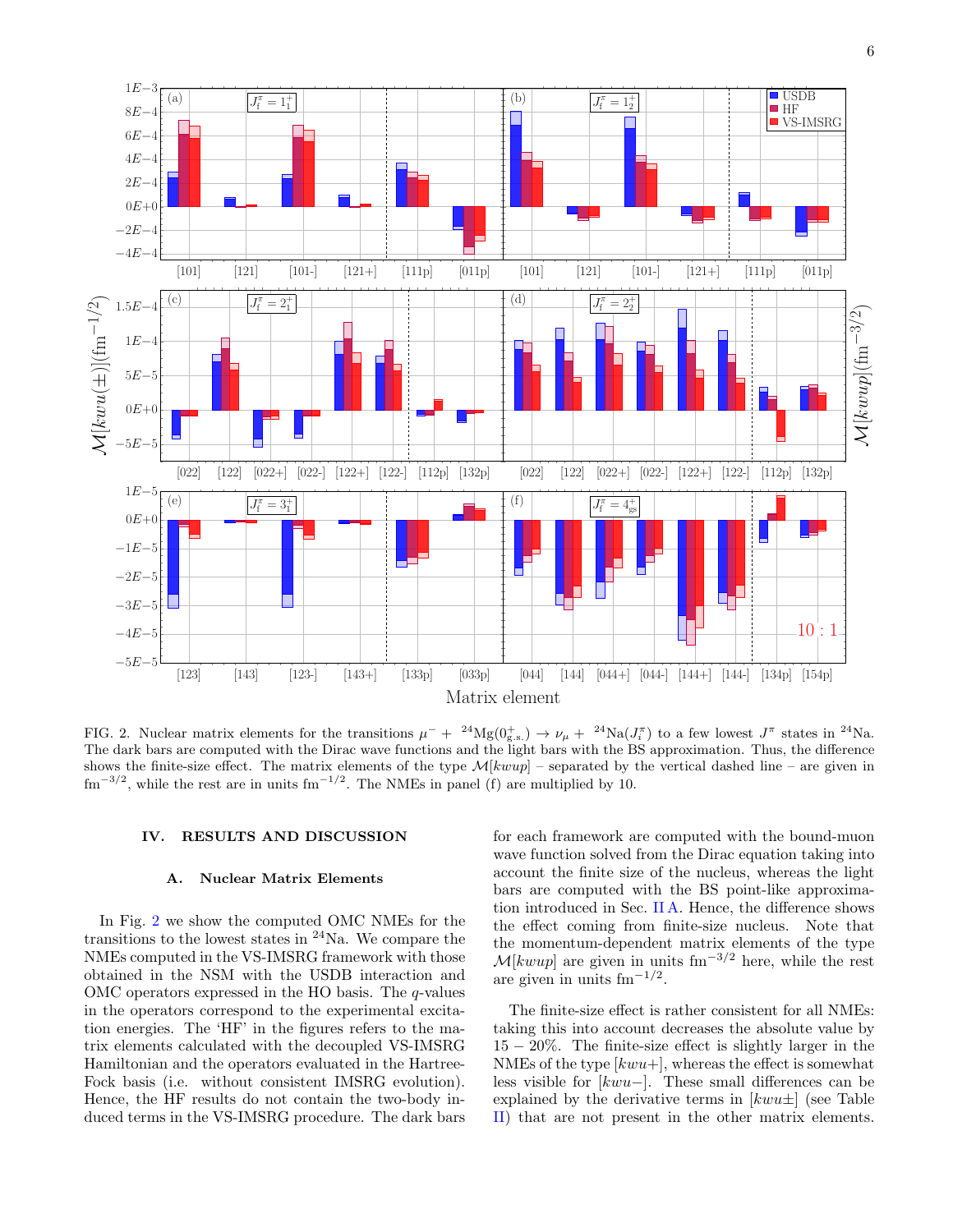FIG. 2. Nuclear matrix elements for the transitions $\mu^- + {}^{24}\mathrm{Mg}(0^+_{\mathrm{g.s.}}) \to \nu_\mu + {}^{24}\mathrm{Na}(J^\pi_i)$ to a few lowest $J^\pi$ states in $^{24}$Na. The dark bars are computed with the Dirac wave functions and the light bars with the BS approximation. Thus, the difference shows the finite-size effect. The matrix elements of the type $\mathcal{M}[kwup]$ – separated by the vertical dashed line – are given in fm$^{-3/2}$, while the rest are in units fm$^{-1/2}$. The NMEs in panel (f) are multiplied by 10.

## IV. RESULTS AND DISCUSSION

### A. Nuclear Matrix Elements

In Fig. 2 we show the computed OMC NMEs for the transitions to the lowest states in $^{24}$Na. We compare the NMEs computed in the VS-IMSRG framework with those obtained in the NSM with the USDB interaction and OMC operators expressed in the HO basis. The $q$-values in the operators correspond to the experimental excitation energies. The 'HF' in the figures refers to the matrix elements calculated with the decoupled VS-IMSRG Hamiltonian and the operators evaluated in the Hartree-Fock basis (i.e. without consistent IMSRG evolution). Hence, the HF results do not contain the two-body induced terms in the VS-IMSRG procedure. The dark bars for each framework are computed with the bound-muon wave function solved from the Dirac equation taking into account the finite size of the nucleus, whereas the light bars are computed with the BS point-like approximation introduced in Sec. II A. Hence, the difference shows the effect coming from finite-size nucleus. Note that the momentum-dependent matrix elements of the type $\mathcal{M}[kwup]$ are given in units fm$^{-3/2}$ here, while the rest are given in units fm$^{-1/2}$.

The finite-size effect is rather consistent for all NMEs: taking this into account decreases the absolute value by $15 - 20\%$. The finite-size effect is slightly larger in the NMEs of the type $[kwu+]$, whereas the effect is somewhat less visible for $[kwu-]$. These small differences can be explained by the derivative terms in $[kwu\pm]$ (see Table II) that are not present in the other matrix elements.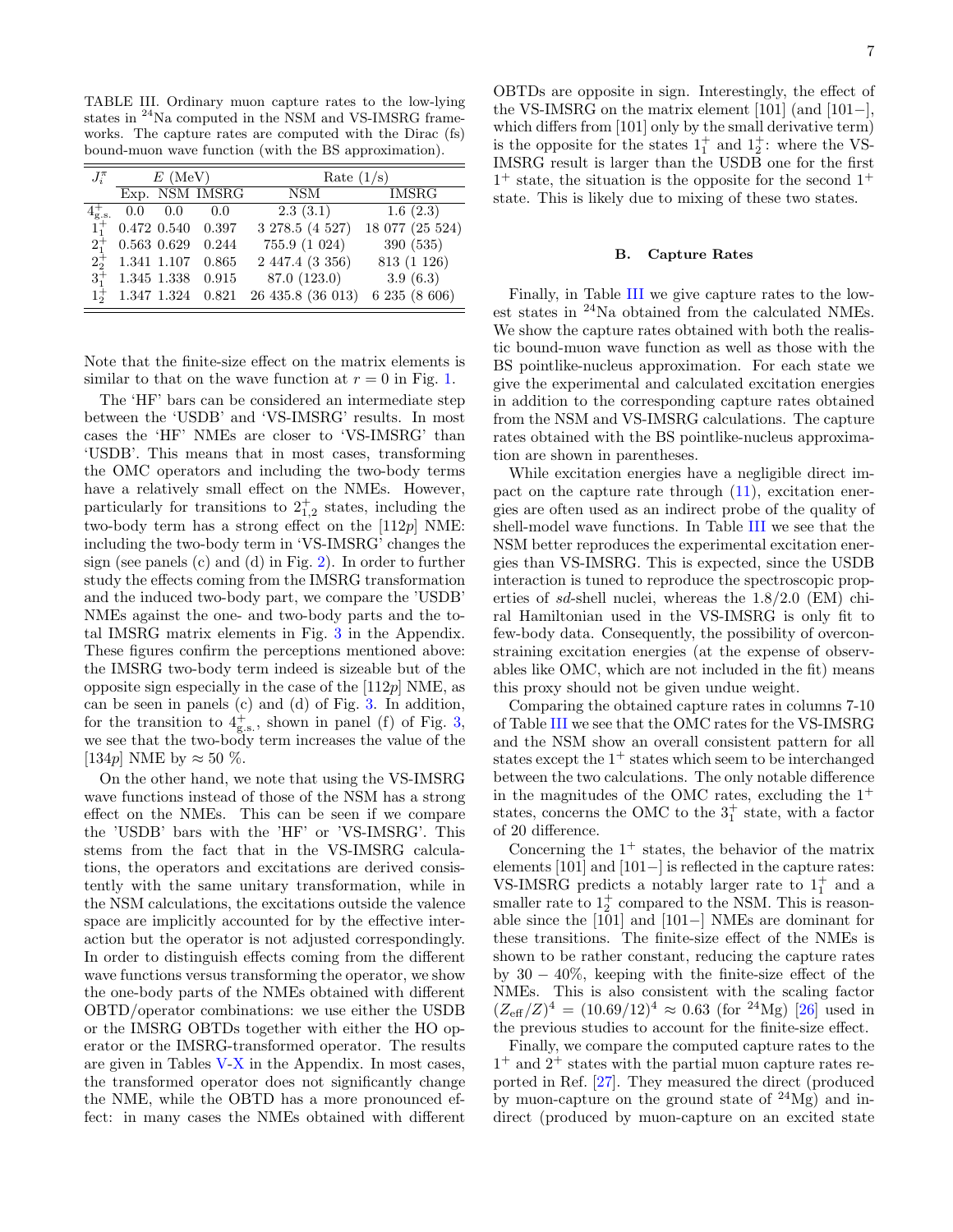TABLE III. Ordinary muon capture rates to the low-lying states in $^{24}$Na computed in the NSM and VS-IMSRG frameworks. The capture rates are computed with the Dirac (fs) bound-muon wave function (with the BS approximation).

| $J_i^\pi$ | $E$ (MeV) | | | Rate (1/s) | |
|---|---|---|---|---|---|
| | Exp. | NSM | IMSRG | NSM | IMSRG |
| $4^+_{\rm g.s.}$ | 0.0 | 0.0 | 0.0 | 2.3 (3.1) | 1.6 (2.3) |
| $1^+_1$ | 0.472 | 0.540 | 0.397 | 3 278.5 (4 527) | 18 077 (25 524) |
| $2^+_1$ | 0.563 | 0.629 | 0.244 | 755.9 (1 024) | 390 (535) |
| $2^+_2$ | 1.341 | 1.107 | 0.865 | 2 447.4 (3 356) | 813 (1 126) |
| $3^+_1$ | 1.345 | 1.338 | 0.915 | 87.0 (123.0) | 3.9 (6.3) |
| $1^+_2$ | 1.347 | 1.324 | 0.821 | 26 435.8 (36 013) | 6 235 (8 606) |

Note that the finite-size effect on the matrix elements is similar to that on the wave function at $r = 0$ in Fig. 1.

The 'HF' bars can be considered an intermediate step between the 'USDB' and 'VS-IMSRG' results. In most cases the 'HF' NMEs are closer to 'VS-IMSRG' than 'USDB'. This means that in most cases, transforming the OMC operators and including the two-body terms have a relatively small effect on the NMEs. However, particularly for transitions to $2^+_{1,2}$ states, including the two-body term has a strong effect on the [112$p$] NME: including the two-body term in 'VS-IMSRG' changes the sign (see panels (c) and (d) in Fig. 2). In order to further study the effects coming from the IMSRG transformation and the induced two-body part, we compare the 'USDB' NMEs against the one- and two-body parts and the total IMSRG matrix elements in Fig. 3 in the Appendix. These figures confirm the perceptions mentioned above: the IMSRG two-body term indeed is sizeable but of the opposite sign especially in the case of the [112$p$] NME, as can be seen in panels (c) and (d) of Fig. 3. In addition, for the transition to $4^+_{\rm g.s.}$, shown in panel (f) of Fig. 3, we see that the two-body term increases the value of the [134$p$] NME by $\approx 50$ %.

On the other hand, we note that using the VS-IMSRG wave functions instead of those of the NSM has a strong effect on the NMEs. This can be seen if we compare the 'USDB' bars with the 'HF' or 'VS-IMSRG'. This stems from the fact that in the VS-IMSRG calculations, the operators and excitations are derived consistently with the same unitary transformation, while in the NSM calculations, the excitations outside the valence space are implicitly accounted for by the effective interaction but the operator is not adjusted correspondingly. In order to distinguish effects coming from the different wave functions versus transforming the operator, we show the one-body parts of the NMEs obtained with different OBTD/operator combinations: we use either the USDB or the IMSRG OBTDs together with either the HO operator or the IMSRG-transformed operator. The results are given in Tables V-X in the Appendix. In most cases, the transformed operator does not significantly change the NME, while the OBTD has a more pronounced effect: in many cases the NMEs obtained with different OBTDs are opposite in sign. Interestingly, the effect of the VS-IMSRG on the matrix element [101] (and [101−], which differs from [101] only by the small derivative term) is the opposite for the states $1^+_1$ and $1^+_2$: where the VS-IMSRG result is larger than the USDB one for the first $1^+$ state, the situation is the opposite for the second $1^+$ state. This is likely due to mixing of these two states.

### B. Capture Rates

Finally, in Table III we give capture rates to the lowest states in $^{24}$Na obtained from the calculated NMEs. We show the capture rates obtained with both the realistic bound-muon wave function as well as those with the BS pointlike-nucleus approximation. For each state we give the experimental and calculated excitation energies in addition to the corresponding capture rates obtained from the NSM and VS-IMSRG calculations. The capture rates obtained with the BS pointlike-nucleus approximation are shown in parentheses.

While excitation energies have a negligible direct impact on the capture rate through (11), excitation energies are often used as an indirect probe of the quality of shell-model wave functions. In Table III we see that the NSM better reproduces the experimental excitation energies than VS-IMSRG. This is expected, since the USDB interaction is tuned to reproduce the spectroscopic properties of $sd$-shell nuclei, whereas the 1.8/2.0 (EM) chiral Hamiltonian used in the VS-IMSRG is only fit to few-body data. Consequently, the possibility of overconstraining excitation energies (at the expense of observables like OMC, which are not included in the fit) means this proxy should not be given undue weight.

Comparing the obtained capture rates in columns 7-10 of Table III we see that the OMC rates for the VS-IMSRG and the NSM show an overall consistent pattern for all states except the $1^+$ states which seem to be interchanged between the two calculations. The only notable difference in the magnitudes of the OMC rates, excluding the $1^+$ states, concerns the OMC to the $3^+_1$ state, with a factor of 20 difference.

Concerning the $1^+$ states, the behavior of the matrix elements [101] and [101−] is reflected in the capture rates: VS-IMSRG predicts a notably larger rate to $1^+_1$ and a smaller rate to $1^+_2$ compared to the NSM. This is reasonable since the [101] and [101−] NMEs are dominant for these transitions. The finite-size effect of the NMEs is shown to be rather constant, reducing the capture rates by $30-40$%, keeping with the finite-size effect of the NMEs. This is also consistent with the scaling factor $(Z_{\rm eff}/Z)^4 = (10.69/12)^4 \approx 0.63$ (for $^{24}$Mg) [26] used in the previous studies to account for the finite-size effect.

Finally, we compare the computed capture rates to the $1^+$ and $2^+$ states with the partial muon capture rates reported in Ref. [27]. They measured the direct (produced by muon-capture on the ground state of $^{24}$Mg) and indirect (produced by muon-capture on an excited state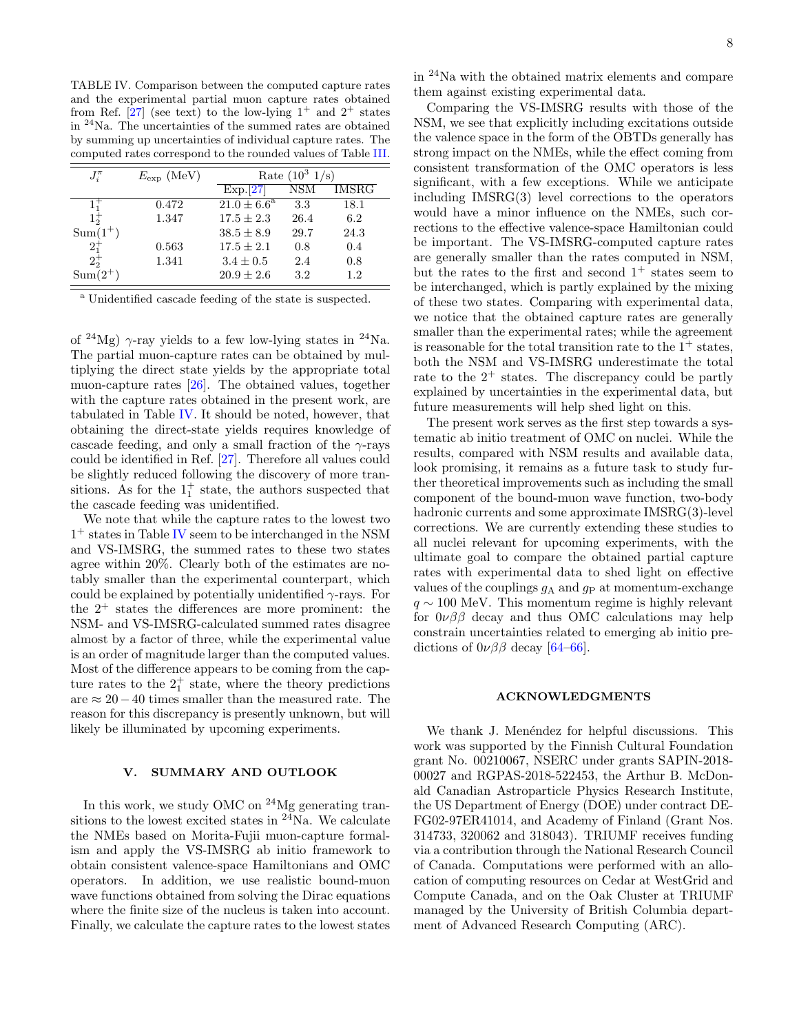TABLE IV. Comparison between the computed capture rates and the experimental partial muon capture rates obtained from Ref. [27] (see text) to the low-lying $1^+$ and $2^+$ states in $^{24}$Na. The uncertainties of the summed rates are obtained by summing up uncertainties of individual capture rates. The computed rates correspond to the rounded values of Table III.

| $J_i^\pi$ | $E_{\rm exp}$ (MeV) | Rate ($10^3$ 1/s) | | |
|---|---|---|---|---|
| | | Exp.[27] | NSM | IMSRG |
| $1_1^+$ | 0.472 | $21.0 \pm 6.6^{\rm a}$ | 3.3 | 18.1 |
| $1_2^+$ | 1.347 | $17.5 \pm 2.3$ | 26.4 | 6.2 |
| Sum($1^+$) | | $38.5 \pm 8.9$ | 29.7 | 24.3 |
| $2_1^+$ | 0.563 | $17.5 \pm 2.1$ | 0.8 | 0.4 |
| $2_2^+$ | 1.341 | $3.4 \pm 0.5$ | 2.4 | 0.8 |
| Sum($2^+$) | | $20.9 \pm 2.6$ | 3.2 | 1.2 |

[a] Unidentified cascade feeding of the state is suspected.

of $^{24}$Mg) $\gamma$-ray yields to a few low-lying states in $^{24}$Na. The partial muon-capture rates can be obtained by multiplying the direct state yields by the appropriate total muon-capture rates [26]. The obtained values, together with the capture rates obtained in the present work, are tabulated in Table IV. It should be noted, however, that obtaining the direct-state yields requires knowledge of cascade feeding, and only a small fraction of the $\gamma$-rays could be identified in Ref. [27]. Therefore all values could be slightly reduced following the discovery of more transitions. As for the $1_1^+$ state, the authors suspected that the cascade feeding was unidentified.

We note that while the capture rates to the lowest two $1^+$ states in Table IV seem to be interchanged in the NSM and VS-IMSRG, the summed rates to these two states agree within 20%. Clearly both of the estimates are notably smaller than the experimental counterpart, which could be explained by potentially unidentified $\gamma$-rays. For the $2^+$ states the differences are more prominent: the NSM- and VS-IMSRG-calculated summed rates disagree almost by a factor of three, while the experimental value is an order of magnitude larger than the computed values. Most of the difference appears to be coming from the capture rates to the $2_1^+$ state, where the theory predictions are $\approx 20-40$ times smaller than the measured rate. The reason for this discrepancy is presently unknown, but will likely be illuminated by upcoming experiments.

## V. SUMMARY AND OUTLOOK

In this work, we study OMC on $^{24}$Mg generating transitions to the lowest excited states in $^{24}$Na. We calculate the NMEs based on Morita-Fujii muon-capture formalism and apply the VS-IMSRG ab initio framework to obtain consistent valence-space Hamiltonians and OMC operators. In addition, we use realistic bound-muon wave functions obtained from solving the Dirac equations where the finite size of the nucleus is taken into account. Finally, we calculate the capture rates to the lowest states in $^{24}$Na with the obtained matrix elements and compare them against existing experimental data.

Comparing the VS-IMSRG results with those of the NSM, we see that explicitly including excitations outside the valence space in the form of the OBTDs generally has strong impact on the NMEs, while the effect coming from consistent transformation of the OMC operators is less significant, with a few exceptions. While we anticipate including IMSRG(3) level corrections to the operators would have a minor influence on the NMEs, such corrections to the effective valence-space Hamiltonian could be important. The VS-IMSRG-computed capture rates are generally smaller than the rates computed in NSM, but the rates to the first and second $1^+$ states seem to be interchanged, which is partly explained by the mixing of these two states. Comparing with experimental data, we notice that the obtained capture rates are generally smaller than the experimental rates; while the agreement is reasonable for the total transition rate to the $1^+$ states, both the NSM and VS-IMSRG underestimate the total rate to the $2^+$ states. The discrepancy could be partly explained by uncertainties in the experimental data, but future measurements will help shed light on this.

The present work serves as the first step towards a systematic ab initio treatment of OMC on nuclei. While the results, compared with NSM results and available data, look promising, it remains as a future task to study further theoretical improvements such as including the small component of the bound-muon wave function, two-body hadronic currents and some approximate IMSRG(3)-level corrections. We are currently extending these studies to all nuclei relevant for upcoming experiments, with the ultimate goal to compare the obtained partial capture rates with experimental data to shed light on effective values of the couplings $g_{\rm A}$ and $g_{\rm P}$ at momentum-exchange $q \sim 100$ MeV. This momentum regime is highly relevant for $0\nu\beta\beta$ decay and thus OMC calculations may help constrain uncertainties related to emerging ab initio predictions of $0\nu\beta\beta$ decay [64–66].

## ACKNOWLEDGMENTS

We thank J. Menéndez for helpful discussions. This work was supported by the Finnish Cultural Foundation grant No. 00210067, NSERC under grants SAPIN-2018-00027 and RGPAS-2018-522453, the Arthur B. McDonald Canadian Astroparticle Physics Research Institute, the US Department of Energy (DOE) under contract DE-FG02-97ER41014, and Academy of Finland (Grant Nos. 314733, 320062 and 318043). TRIUMF receives funding via a contribution through the National Research Council of Canada. Computations were performed with an allocation of computing resources on Cedar at WestGrid and Compute Canada, and on the Oak Cluster at TRIUMF managed by the University of British Columbia department of Advanced Research Computing (ARC).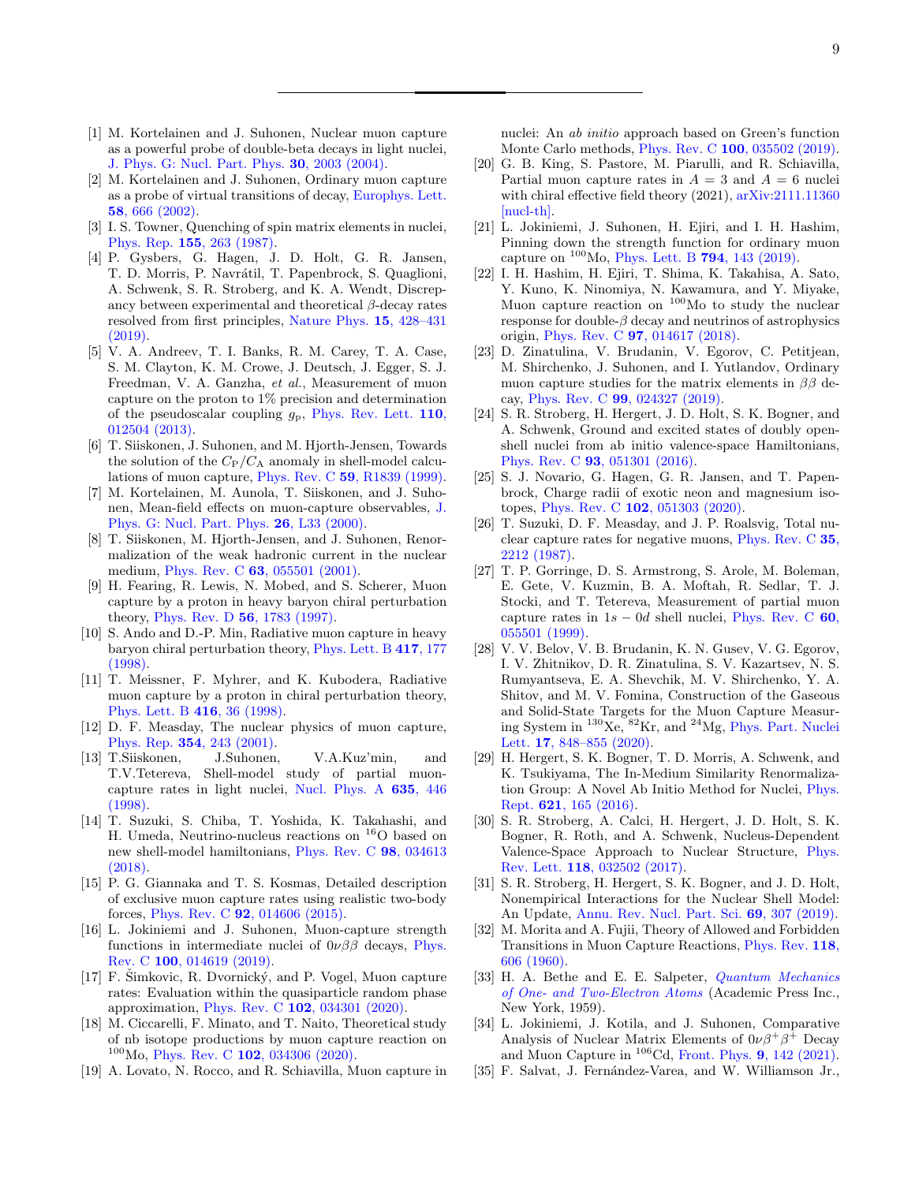[1] M. Kortelainen and J. Suhonen, Nuclear muon capture as a powerful probe of double-beta decays in light nuclei, J. Phys. G: Nucl. Part. Phys. **30**, 2003 (2004).

[2] M. Kortelainen and J. Suhonen, Ordinary muon capture as a probe of virtual transitions of decay, Europhys. Lett. **58**, 666 (2002).

[3] I. S. Towner, Quenching of spin matrix elements in nuclei, Phys. Rep. **155**, 263 (1987).

[4] P. Gysbers, G. Hagen, J. D. Holt, G. R. Jansen, T. D. Morris, P. Navrátil, T. Papenbrock, S. Quaglioni, A. Schwenk, S. R. Stroberg, and K. A. Wendt, Discrepancy between experimental and theoretical $\beta$-decay rates resolved from first principles, Nature Phys. **15**, 428–431 (2019).

[5] V. A. Andreev, T. I. Banks, R. M. Carey, T. A. Case, S. M. Clayton, K. M. Crowe, J. Deutsch, J. Egger, S. J. Freedman, V. A. Ganzha, *et al.*, Measurement of muon capture on the proton to 1% precision and determination of the pseudoscalar coupling $g_{\rm P}$, Phys. Rev. Lett. **110**, 012504 (2013).

[6] T. Siiskonen, J. Suhonen, and M. Hjorth-Jensen, Towards the solution of the $C_{\rm P}/C_{\rm A}$ anomaly in shell-model calculations of muon capture, Phys. Rev. C **59**, R1839 (1999).

[7] M. Kortelainen, M. Aunola, T. Siiskonen, and J. Suhonen, Mean-field effects on muon-capture observables, J. Phys. G: Nucl. Part. Phys. **26**, L33 (2000).

[8] T. Siiskonen, M. Hjorth-Jensen, and J. Suhonen, Renormalization of the weak hadronic current in the nuclear medium, Phys. Rev. C **63**, 055501 (2001).

[9] H. Fearing, R. Lewis, N. Mobed, and S. Scherer, Muon capture by a proton in heavy baryon chiral perturbation theory, Phys. Rev. D **56**, 1783 (1997).

[10] S. Ando and D.-P. Min, Radiative muon capture in heavy baryon chiral perturbation theory, Phys. Lett. B **417**, 177 (1998).

[11] T. Meissner, F. Myhrer, and K. Kubodera, Radiative muon capture by a proton in chiral perturbation theory, Phys. Lett. B **416**, 36 (1998).

[12] D. F. Measday, The nuclear physics of muon capture, Phys. Rep. **354**, 243 (2001).

[13] T.Siiskonen, J.Suhonen, V.A.Kuz'min, and T.V.Tetereva, Shell-model study of partial muon-capture rates in light nuclei, Nucl. Phys. A **635**, 446 (1998).

[14] T. Suzuki, S. Chiba, T. Yoshida, K. Takahashi, and H. Umeda, Neutrino-nucleus reactions on $^{16}$O based on new shell-model hamiltonians, Phys. Rev. C **98**, 034613 (2018).

[15] P. G. Giannaka and T. S. Kosmas, Detailed description of exclusive muon capture rates using realistic two-body forces, Phys. Rev. C **92**, 014606 (2015).

[16] L. Jokiniemi and J. Suhonen, Muon-capture strength functions in intermediate nuclei of $0\nu\beta\beta$ decays, Phys. Rev. C **100**, 014619 (2019).

[17] F. Šimkovic, R. Dvornický, and P. Vogel, Muon capture rates: Evaluation within the quasiparticle random phase approximation, Phys. Rev. C **102**, 034301 (2020).

[18] M. Ciccarelli, F. Minato, and T. Naito, Theoretical study of nb isotope productions by muon capture reaction on $^{100}$Mo, Phys. Rev. C **102**, 034306 (2020).

[19] A. Lovato, N. Rocco, and R. Schiavilla, Muon capture in nuclei: An *ab initio* approach based on Green's function Monte Carlo methods, Phys. Rev. C **100**, 035502 (2019).

[20] G. B. King, S. Pastore, M. Piarulli, and R. Schiavilla, Partial muon capture rates in $A = 3$ and $A = 6$ nuclei with chiral effective field theory (2021), arXiv:2111.11360 [nucl-th].

[21] L. Jokiniemi, J. Suhonen, H. Ejiri, and I. H. Hashim, Pinning down the strength function for ordinary muon capture on $^{100}$Mo, Phys. Lett. B **794**, 143 (2019).

[22] I. H. Hashim, H. Ejiri, T. Shima, K. Takahisa, A. Sato, Y. Kuno, K. Ninomiya, N. Kawamura, and Y. Miyake, Muon capture reaction on $^{100}$Mo to study the nuclear response for double-$\beta$ decay and neutrinos of astrophysics origin, Phys. Rev. C **97**, 014617 (2018).

[23] D. Zinatulina, V. Brudanin, V. Egorov, C. Petitjean, M. Shirchenko, J. Suhonen, and I. Yutlandov, Ordinary muon capture studies for the matrix elements in $\beta\beta$ decay, Phys. Rev. C **99**, 024327 (2019).

[24] S. R. Stroberg, H. Hergert, J. D. Holt, S. K. Bogner, and A. Schwenk, Ground and excited states of doubly open-shell nuclei from ab initio valence-space Hamiltonians, Phys. Rev. C **93**, 051301 (2016).

[25] S. J. Novario, G. Hagen, G. R. Jansen, and T. Papenbrock, Charge radii of exotic neon and magnesium isotopes, Phys. Rev. C **102**, 051303 (2020).

[26] T. Suzuki, D. F. Measday, and J. P. Roalsvig, Total nuclear capture rates for negative muons, Phys. Rev. C **35**, 2212 (1987).

[27] T. P. Gorringe, D. S. Armstrong, S. Arole, M. Boleman, E. Gete, V. Kuzmin, B. A. Moftah, R. Sedlar, T. J. Stocki, and T. Tetereva, Measurement of partial muon capture rates in $1s-0d$ shell nuclei, Phys. Rev. C **60**, 055501 (1999).

[28] V. V. Belov, V. B. Brudanin, K. N. Gusev, V. G. Egorov, I. V. Zhitnikov, D. R. Zinatulina, S. V. Kazartsev, N. S. Rumyantseva, E. A. Shevchik, M. V. Shirchenko, Y. A. Shitov, and M. V. Fomina, Construction of the Gaseous and Solid-State Targets for the Muon Capture Measuring System in $^{130}$Xe, $^{82}$Kr, and $^{24}$Mg, Phys. Part. Nuclei Lett. **17**, 848–855 (2020).

[29] H. Hergert, S. K. Bogner, T. D. Morris, A. Schwenk, and K. Tsukiyama, The In-Medium Similarity Renormalization Group: A Novel Ab Initio Method for Nuclei, Phys. Rept. **621**, 165 (2016).

[30] S. R. Stroberg, A. Calci, H. Hergert, J. D. Holt, S. K. Bogner, R. Roth, and A. Schwenk, Nucleus-Dependent Valence-Space Approach to Nuclear Structure, Phys. Rev. Lett. **118**, 032502 (2017).

[31] S. R. Stroberg, H. Hergert, S. K. Bogner, and J. D. Holt, Nonempirical Interactions for the Nuclear Shell Model: An Update, Annu. Rev. Nucl. Part. Sci. **69**, 307 (2019).

[32] M. Morita and A. Fujii, Theory of Allowed and Forbidden Transitions in Muon Capture Reactions, Phys. Rev. **118**, 606 (1960).

[33] H. A. Bethe and E. E. Salpeter, *Quantum Mechanics of One- and Two-Electron Atoms* (Academic Press Inc., New York, 1959).

[34] L. Jokiniemi, J. Kotila, and J. Suhonen, Comparative Analysis of Nuclear Matrix Elements of $0\nu\beta^+\beta^+$ Decay and Muon Capture in $^{106}$Cd, Front. Phys. **9**, 142 (2021).

[35] F. Salvat, J. Fernández-Varea, and W. Williamson Jr.,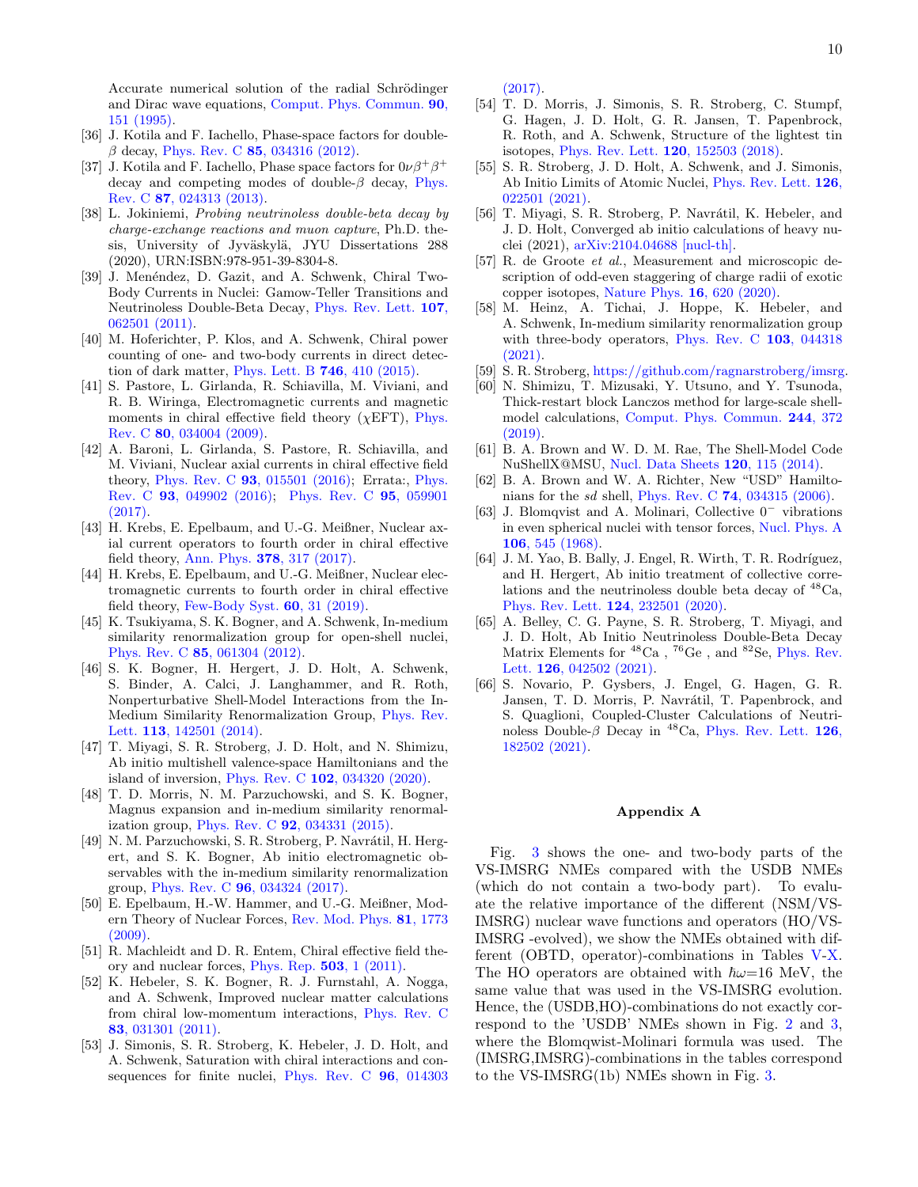Accurate numerical solution of the radial Schrödinger and Dirac wave equations, Comput. Phys. Commun. **90**, 151 (1995).

[36] J. Kotila and F. Iachello, Phase-space factors for double-$\beta$ decay, Phys. Rev. C **85**, 034316 (2012).

[37] J. Kotila and F. Iachello, Phase space factors for $0\nu\beta^+\beta^+$ decay and competing modes of double-$\beta$ decay, Phys. Rev. C **87**, 024313 (2013).

[38] L. Jokiniemi, *Probing neutrinoless double-beta decay by charge-exchange reactions and muon capture*, Ph.D. thesis, University of Jyväskylä, JYU Dissertations 288 (2020), URN:ISBN:978-951-39-8304-8.

[39] J. Menéndez, D. Gazit, and A. Schwenk, Chiral Two-Body Currents in Nuclei: Gamow-Teller Transitions and Neutrinoless Double-Beta Decay, Phys. Rev. Lett. **107**, 062501 (2011).

[40] M. Hoferichter, P. Klos, and A. Schwenk, Chiral power counting of one- and two-body currents in direct detection of dark matter, Phys. Lett. B **746**, 410 (2015).

[41] S. Pastore, L. Girlanda, R. Schiavilla, M. Viviani, and R. B. Wiringa, Electromagnetic currents and magnetic moments in chiral effective field theory ($\chi$EFT), Phys. Rev. C **80**, 034004 (2009).

[42] A. Baroni, L. Girlanda, S. Pastore, R. Schiavilla, and M. Viviani, Nuclear axial currents in chiral effective field theory, Phys. Rev. C **93**, 015501 (2016); Errata:, Phys. Rev. C **93**, 049902 (2016); Phys. Rev. C **95**, 059901 (2017).

[43] H. Krebs, E. Epelbaum, and U.-G. Meißner, Nuclear axial current operators to fourth order in chiral effective field theory, Ann. Phys. **378**, 317 (2017).

[44] H. Krebs, E. Epelbaum, and U.-G. Meißner, Nuclear electromagnetic currents to fourth order in chiral effective field theory, Few-Body Syst. **60**, 31 (2019).

[45] K. Tsukiyama, S. K. Bogner, and A. Schwenk, In-medium similarity renormalization group for open-shell nuclei, Phys. Rev. C **85**, 061304 (2012).

[46] S. K. Bogner, H. Hergert, J. D. Holt, A. Schwenk, S. Binder, A. Calci, J. Langhammer, and R. Roth, Nonperturbative Shell-Model Interactions from the In-Medium Similarity Renormalization Group, Phys. Rev. Lett. **113**, 142501 (2014).

[47] T. Miyagi, S. R. Stroberg, J. D. Holt, and N. Shimizu, Ab initio multishell valence-space Hamiltonians and the island of inversion, Phys. Rev. C **102**, 034320 (2020).

[48] T. D. Morris, N. M. Parzuchowski, and S. K. Bogner, Magnus expansion and in-medium similarity renormalization group, Phys. Rev. C **92**, 034331 (2015).

[49] N. M. Parzuchowski, S. R. Stroberg, P. Navrátil, H. Hergert, and S. K. Bogner, Ab initio electromagnetic observables with the in-medium similarity renormalization group, Phys. Rev. C **96**, 034324 (2017).

[50] E. Epelbaum, H.-W. Hammer, and U.-G. Meißner, Modern Theory of Nuclear Forces, Rev. Mod. Phys. **81**, 1773 (2009).

[51] R. Machleidt and D. R. Entem, Chiral effective field theory and nuclear forces, Phys. Rep. **503**, 1 (2011).

[52] K. Hebeler, S. K. Bogner, R. J. Furnstahl, A. Nogga, and A. Schwenk, Improved nuclear matter calculations from chiral low-momentum interactions, Phys. Rev. C **83**, 031301 (2011).

[53] J. Simonis, S. R. Stroberg, K. Hebeler, J. D. Holt, and A. Schwenk, Saturation with chiral interactions and consequences for finite nuclei, Phys. Rev. C **96**, 014303 (2017).

[54] T. D. Morris, J. Simonis, S. R. Stroberg, C. Stumpf, G. Hagen, J. D. Holt, G. R. Jansen, T. Papenbrock, R. Roth, and A. Schwenk, Structure of the lightest tin isotopes, Phys. Rev. Lett. **120**, 152503 (2018).

[55] S. R. Stroberg, J. D. Holt, A. Schwenk, and J. Simonis, Ab Initio Limits of Atomic Nuclei, Phys. Rev. Lett. **126**, 022501 (2021).

[56] T. Miyagi, S. R. Stroberg, P. Navrátil, K. Hebeler, and J. D. Holt, Converged ab initio calculations of heavy nuclei (2021), arXiv:2104.04688 [nucl-th].

[57] R. de Groote *et al.*, Measurement and microscopic description of odd-even staggering of charge radii of exotic copper isotopes, Nature Phys. **16**, 620 (2020).

[58] M. Heinz, A. Tichai, J. Hoppe, K. Hebeler, and A. Schwenk, In-medium similarity renormalization group with three-body operators, Phys. Rev. C **103**, 044318 (2021).

[59] S. R. Stroberg, https://github.com/ragnarstroberg/imsrg.

[60] N. Shimizu, T. Mizusaki, Y. Utsuno, and Y. Tsunoda, Thick-restart block Lanczos method for large-scale shell-model calculations, Comput. Phys. Commun. **244**, 372 (2019).

[61] B. A. Brown and W. D. M. Rae, The Shell-Model Code NuShellX@MSU, Nucl. Data Sheets **120**, 115 (2014).

[62] B. A. Brown and W. A. Richter, New "USD" Hamiltonians for the *sd* shell, Phys. Rev. C **74**, 034315 (2006).

[63] J. Blomqvist and A. Molinari, Collective $0^-$ vibrations in even spherical nuclei with tensor forces, Nucl. Phys. A **106**, 545 (1968).

[64] J. M. Yao, B. Bally, J. Engel, R. Wirth, T. R. Rodríguez, and H. Hergert, Ab initio treatment of collective correlations and the neutrinoless double beta decay of $^{48}$Ca, Phys. Rev. Lett. **124**, 232501 (2020).

[65] A. Belley, C. G. Payne, S. R. Stroberg, T. Miyagi, and J. D. Holt, Ab Initio Neutrinoless Double-Beta Decay Matrix Elements for $^{48}$Ca , $^{76}$Ge , and $^{82}$Se, Phys. Rev. Lett. **126**, 042502 (2021).

[66] S. Novario, P. Gysbers, J. Engel, G. Hagen, G. R. Jansen, T. D. Morris, P. Navrátil, T. Papenbrock, and S. Quaglioni, Coupled-Cluster Calculations of Neutrinoless Double-$\beta$ Decay in $^{48}$Ca, Phys. Rev. Lett. **126**, 182502 (2021).

## Appendix A

Fig. 3 shows the one- and two-body parts of the VS-IMSRG NMEs compared with the USDB NMEs (which do not contain a two-body part). To evaluate the relative importance of the different (NSM/VS-IMSRG) nuclear wave functions and operators (HO/VS-IMSRG -evolved), we show the NMEs obtained with different (OBTD, operator)-combinations in Tables V-X. The HO operators are obtained with $\hbar\omega$=16 MeV, the same value that was used in the VS-IMSRG evolution. Hence, the (USDB,HO)-combinations do not exactly correspond to the 'USDB' NMEs shown in Fig. 2 and 3, where the Blomqwist-Molinari formula was used. The (IMSRG,IMSRG)-combinations in the tables correspond to the VS-IMSRG(1b) NMEs shown in Fig. 3.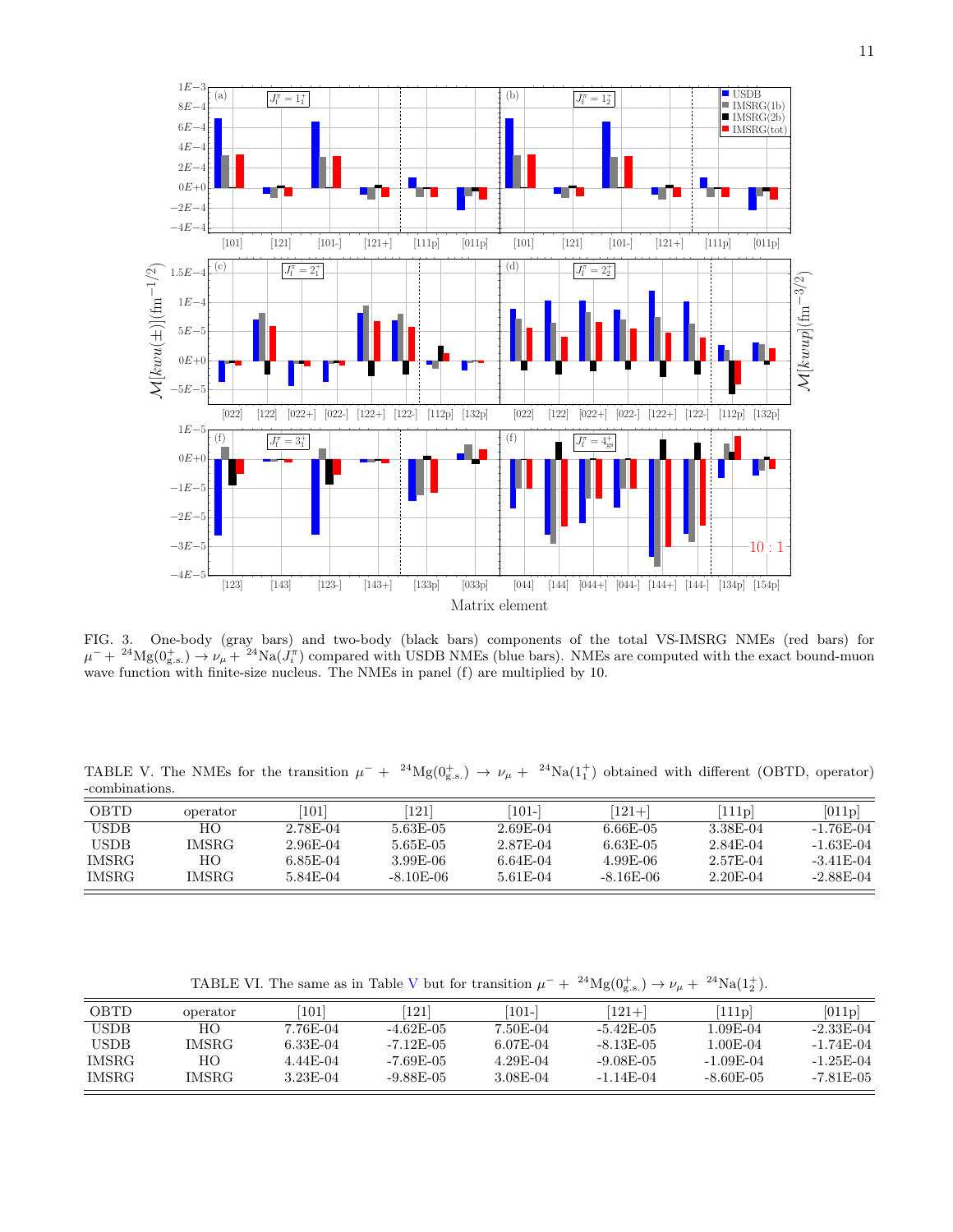FIG. 3. One-body (gray bars) and two-body (black bars) components of the total VS-IMSRG NMEs (red bars) for $\mu^- + {}^{24}\text{Mg}(0^+_{\text{g.s.}}) \rightarrow \nu_\mu + {}^{24}\text{Na}(J^\pi_i)$ compared with USDB NMEs (blue bars). NMEs are computed with the exact bound-muon wave function with finite-size nucleus. The NMEs in panel (f) are multiplied by 10.

TABLE V. The NMEs for the transition $\mu^- + {}^{24}\text{Mg}(0^+_{\text{g.s.}}) \rightarrow \nu_\mu + {}^{24}\text{Na}(1^+_1)$ obtained with different (OBTD, operator) -combinations.

| OBTD | operator | [101] | [121] | [101-] | [121+] | [111p] | [011p] |
|---|---|---|---|---|---|---|---|
| USDB | HO | 2.78E-04 | 5.63E-05 | 2.69E-04 | 6.66E-05 | 3.38E-04 | -1.76E-04 |
| USDB | IMSRG | 2.96E-04 | 5.65E-05 | 2.87E-04 | 6.63E-05 | 2.84E-04 | -1.63E-04 |
| IMSRG | HO | 6.85E-04 | 3.99E-06 | 6.64E-04 | 4.99E-06 | 2.57E-04 | -3.41E-04 |
| IMSRG | IMSRG | 5.84E-04 | -8.10E-06 | 5.61E-04 | -8.16E-06 | 2.20E-04 | -2.88E-04 |

TABLE VI. The same as in Table V but for transition $\mu^- + {}^{24}\text{Mg}(0^+_{\text{g.s.}}) \rightarrow \nu_\mu + {}^{24}\text{Na}(1^+_2)$.

| OBTD | operator | [101] | [121] | [101-] | [121+] | [111p] | [011p] |
|---|---|---|---|---|---|---|---|
| USDB | HO | 7.76E-04 | -4.62E-05 | 7.50E-04 | -5.42E-05 | 1.09E-04 | -2.33E-04 |
| USDB | IMSRG | 6.33E-04 | -7.12E-05 | 6.07E-04 | -8.13E-05 | 1.00E-04 | -1.74E-04 |
| IMSRG | HO | 4.44E-04 | -7.69E-05 | 4.29E-04 | -9.08E-05 | -1.09E-04 | -1.25E-04 |
| IMSRG | IMSRG | 3.23E-04 | -9.88E-05 | 3.08E-04 | -1.14E-04 | -8.60E-05 | -7.81E-05 |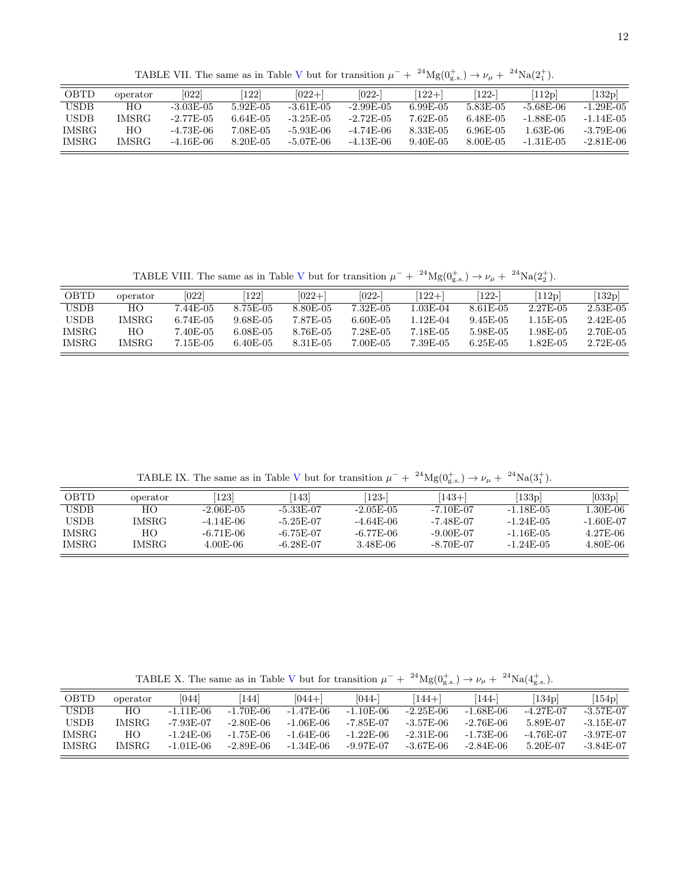TABLE VII. The same as in Table V but for transition $\mu^- + {}^{24}\text{Mg}(0^+_{\text{g.s.}}) \rightarrow \nu_\mu + {}^{24}\text{Na}(2^+_1)$.

| OBTD | operator | [022] | [122] | [022+] | [022-] | [122+] | [122-] | [112p] | [132p] |
|---|---|---|---|---|---|---|---|---|---|
| USDB | HO | -3.03E-05 | 5.92E-05 | -3.61E-05 | -2.99E-05 | 6.99E-05 | 5.83E-05 | -5.68E-06 | -1.29E-05 |
| USDB | IMSRG | -2.77E-05 | 6.64E-05 | -3.25E-05 | -2.72E-05 | 7.62E-05 | 6.48E-05 | -1.88E-05 | -1.14E-05 |
| IMSRG | HO | -4.73E-06 | 7.08E-05 | -5.93E-06 | -4.74E-06 | 8.33E-05 | 6.96E-05 | 1.63E-06 | -3.79E-06 |
| IMSRG | IMSRG | -4.16E-06 | 8.20E-05 | -5.07E-06 | -4.13E-06 | 9.40E-05 | 8.00E-05 | -1.31E-05 | -2.81E-06 |

TABLE VIII. The same as in Table V but for transition $\mu^- + {}^{24}\text{Mg}(0^+_{\text{g.s.}}) \rightarrow \nu_\mu + {}^{24}\text{Na}(2^+_2)$.

| OBTD | operator | [022] | [122] | [022+] | [022-] | [122+] | [122-] | [112p] | [132p] |
|---|---|---|---|---|---|---|---|---|---|
| USDB | HO | 7.44E-05 | 8.75E-05 | 8.80E-05 | 7.32E-05 | 1.03E-04 | 8.61E-05 | 2.27E-05 | 2.53E-05 |
| USDB | IMSRG | 6.74E-05 | 9.68E-05 | 7.87E-05 | 6.60E-05 | 1.12E-04 | 9.45E-05 | 1.15E-05 | 2.42E-05 |
| IMSRG | HO | 7.40E-05 | 6.08E-05 | 8.76E-05 | 7.28E-05 | 7.18E-05 | 5.98E-05 | 1.98E-05 | 2.70E-05 |
| IMSRG | IMSRG | 7.15E-05 | 6.40E-05 | 8.31E-05 | 7.00E-05 | 7.39E-05 | 6.25E-05 | 1.82E-05 | 2.72E-05 |

TABLE IX. The same as in Table V but for transition $\mu^- + {}^{24}\text{Mg}(0^+_{\text{g.s.}}) \rightarrow \nu_\mu + {}^{24}\text{Na}(3^+_1)$.

| OBTD | operator | [123] | [143] | [123-] | [143+] | [133p] | [033p] |
|---|---|---|---|---|---|---|---|
| USDB | HO | -2.06E-05 | -5.33E-07 | -2.05E-05 | -7.10E-07 | -1.18E-05 | 1.30E-06 |
| USDB | IMSRG | -4.14E-06 | -5.25E-07 | -4.64E-06 | -7.48E-07 | -1.24E-05 | -1.60E-07 |
| IMSRG | HO | -6.71E-06 | -6.75E-07 | -6.77E-06 | -9.00E-07 | -1.16E-05 | 4.27E-06 |
| IMSRG | IMSRG | 4.00E-06 | -6.28E-07 | 3.48E-06 | -8.70E-07 | -1.24E-05 | 4.80E-06 |

TABLE X. The same as in Table V but for transition $\mu^- + {}^{24}\text{Mg}(0^+_{\text{g.s.}}) \rightarrow \nu_\mu + {}^{24}\text{Na}(4^+_{\text{g.s.}})$.

| OBTD | operator | [044] | [144] | [044+] | [044-] | [144+] | [144-] | [134p] | [154p] |
|---|---|---|---|---|---|---|---|---|---|
| USDB | HO | -1.11E-06 | -1.70E-06 | -1.47E-06 | -1.10E-06 | -2.25E-06 | -1.68E-06 | -4.27E-07 | -3.57E-07 |
| USDB | IMSRG | -7.93E-07 | -2.80E-06 | -1.06E-06 | -7.85E-07 | -3.57E-06 | -2.76E-06 | 5.89E-07 | -3.15E-07 |
| IMSRG | HO | -1.24E-06 | -1.75E-06 | -1.64E-06 | -1.22E-06 | -2.31E-06 | -1.73E-06 | -4.76E-07 | -3.97E-07 |
| IMSRG | IMSRG | -1.01E-06 | -2.89E-06 | -1.34E-06 | -9.97E-07 | -3.67E-06 | -2.84E-06 | 5.20E-07 | -3.84E-07 |